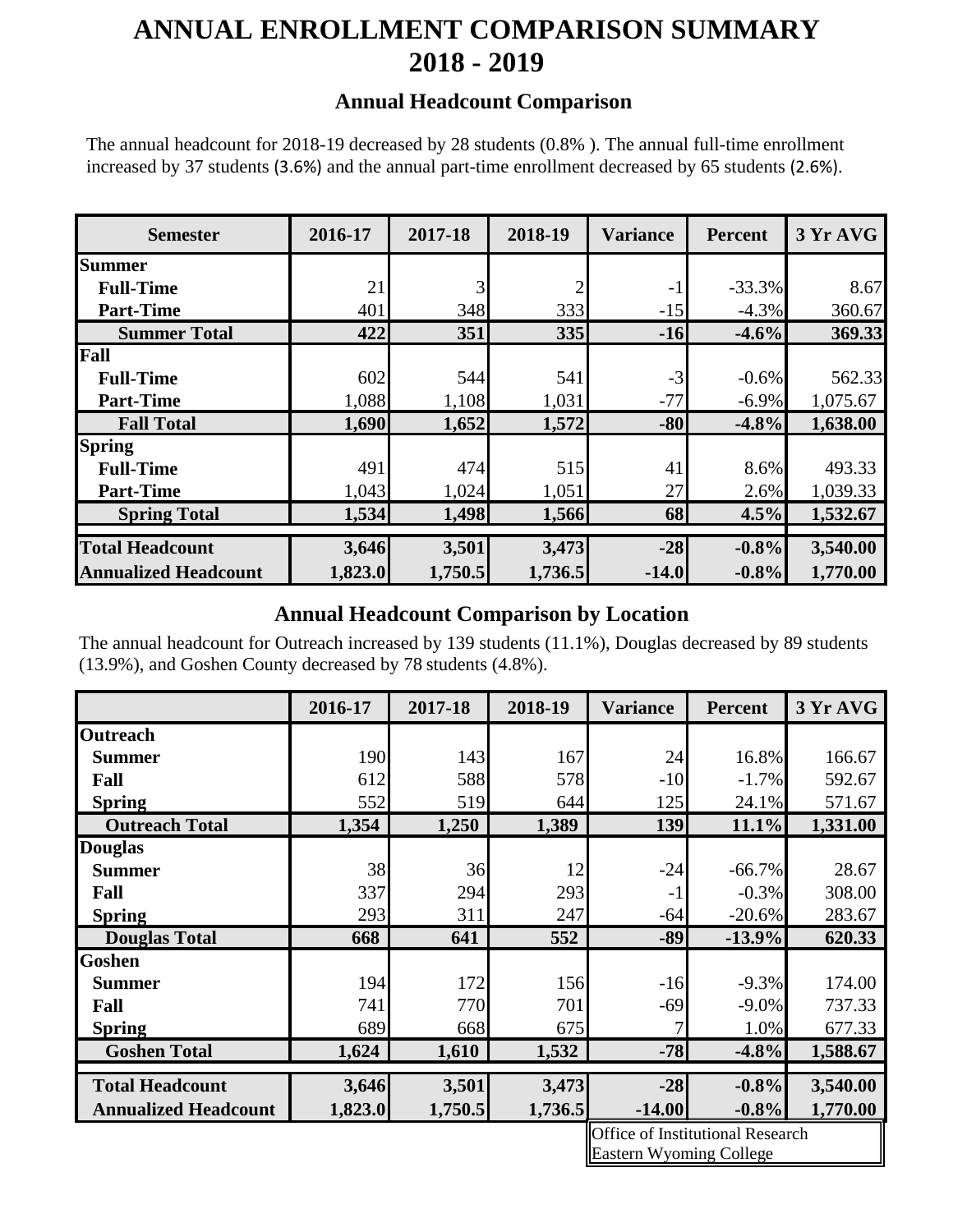# ANNUAL ENROLLMENT COMPARISON SUMMARY 2018 - 2019

## Annual Headcount Comparison

The annual headcount for 2018-19 decreased by 28 students (0.8% ). The annual full-time enrollment increased by 37 students (3.6%) and the annual part-time enrollment decreased by 65 students (2.6%).

| Semester | 2016-17 | 2017-18 | 2018-19 | Variance | Percent | 3 Yr AVG |
|---|---|---|---|---|---|---|
| **Summer** | | | | | | |
| **Full-Time** | 21 | 3 | 2 | -1 | -33.3% | 8.67 |
| **Part-Time** | 401 | 348 | 333 | -15 | -4.3% | 360.67 |
| **Summer Total** | **422** | **351** | **335** | **-16** | **-4.6%** | **369.33** |
| **Fall** | | | | | | |
| **Full-Time** | 602 | 544 | 541 | -3 | -0.6% | 562.33 |
| **Part-Time** | 1,088 | 1,108 | 1,031 | -77 | -6.9% | 1,075.67 |
| **Fall Total** | **1,690** | **1,652** | **1,572** | **-80** | **-4.8%** | **1,638.00** |
| **Spring** | | | | | | |
| **Full-Time** | 491 | 474 | 515 | 41 | 8.6% | 493.33 |
| **Part-Time** | 1,043 | 1,024 | 1,051 | 27 | 2.6% | 1,039.33 |
| **Spring Total** | **1,534** | **1,498** | **1,566** | **68** | **4.5%** | **1,532.67** |
| **Total Headcount** | **3,646** | **3,501** | **3,473** | **-28** | **-0.8%** | **3,540.00** |
| **Annualized Headcount** | **1,823.0** | **1,750.5** | **1,736.5** | **-14.0** | **-0.8%** | **1,770.00** |

## Annual Headcount Comparison by Location

The annual headcount for Outreach increased by 139 students (11.1%), Douglas decreased by 89 students (13.9%), and Goshen County decreased by 78 students (4.8%).

| | 2016-17 | 2017-18 | 2018-19 | Variance | Percent | 3 Yr AVG |
|---|---|---|---|---|---|---|
| **Outreach** | | | | | | |
| **Summer** | 190 | 143 | 167 | 24 | 16.8% | 166.67 |
| **Fall** | 612 | 588 | 578 | -10 | -1.7% | 592.67 |
| **Spring** | 552 | 519 | 644 | 125 | 24.1% | 571.67 |
| **Outreach Total** | **1,354** | **1,250** | **1,389** | **139** | **11.1%** | **1,331.00** |
| **Douglas** | | | | | | |
| **Summer** | 38 | 36 | 12 | -24 | -66.7% | 28.67 |
| **Fall** | 337 | 294 | 293 | -1 | -0.3% | 308.00 |
| **Spring** | 293 | 311 | 247 | -64 | -20.6% | 283.67 |
| **Douglas Total** | **668** | **641** | **552** | **-89** | **-13.9%** | **620.33** |
| **Goshen** | | | | | | |
| **Summer** | 194 | 172 | 156 | -16 | -9.3% | 174.00 |
| **Fall** | 741 | 770 | 701 | -69 | -9.0% | 737.33 |
| **Spring** | 689 | 668 | 675 | 7 | 1.0% | 677.33 |
| **Goshen Total** | **1,624** | **1,610** | **1,532** | **-78** | **-4.8%** | **1,588.67** |
| **Total Headcount** | **3,646** | **3,501** | **3,473** | **-28** | **-0.8%** | **3,540.00** |
| **Annualized Headcount** | **1,823.0** | **1,750.5** | **1,736.5** | **-14.00** | **-0.8%** | **1,770.00** |

Office of Institutional Research
Eastern Wyoming College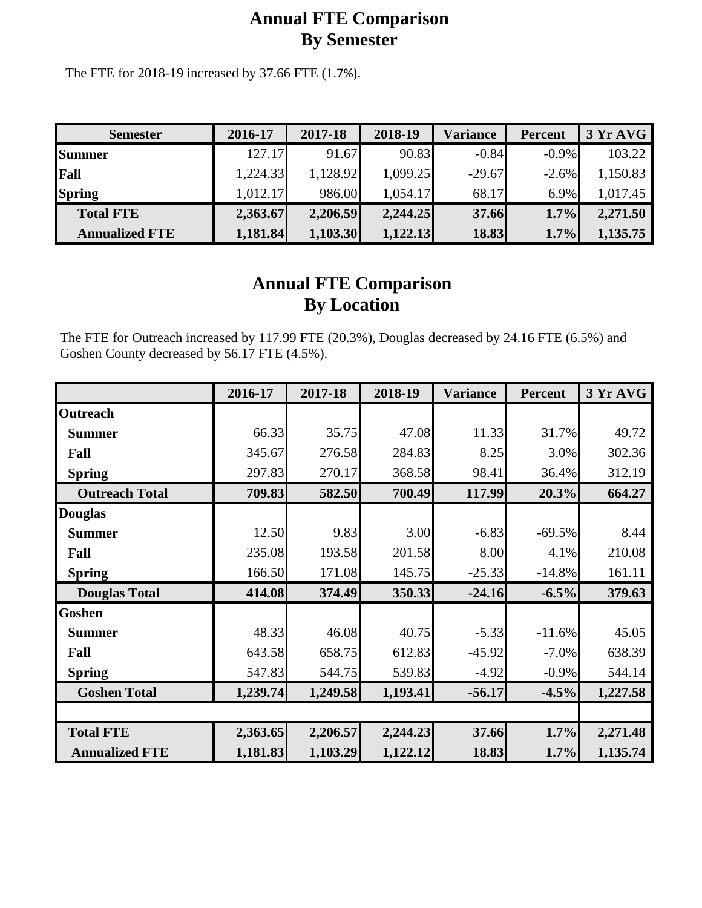# Annual FTE Comparison
# By Semester

The FTE for 2018-19 increased by 37.66 FTE (1.7%).

| Semester | 2016-17 | 2017-18 | 2018-19 | Variance | Percent | 3 Yr AVG |
|---|---|---|---|---|---|---|
| **Summer** | 127.17 | 91.67 | 90.83 | -0.84 | -0.9% | 103.22 |
| **Fall** | 1,224.33 | 1,128.92 | 1,099.25 | -29.67 | -2.6% | 1,150.83 |
| **Spring** | 1,012.17 | 986.00 | 1,054.17 | 68.17 | 6.9% | 1,017.45 |
| **Total FTE** | **2,363.67** | **2,206.59** | **2,244.25** | **37.66** | **1.7%** | **2,271.50** |
| **Annualized FTE** | **1,181.84** | **1,103.30** | **1,122.13** | **18.83** | **1.7%** | **1,135.75** |

# Annual FTE Comparison
# By Location

The FTE for Outreach increased by 117.99 FTE (20.3%), Douglas decreased by 24.16 FTE (6.5%) and Goshen County decreased by 56.17 FTE (4.5%).

| | 2016-17 | 2017-18 | 2018-19 | Variance | Percent | 3 Yr AVG |
|---|---|---|---|---|---|---|
| **Outreach** | | | | | | |
| **Summer** | 66.33 | 35.75 | 47.08 | 11.33 | 31.7% | 49.72 |
| **Fall** | 345.67 | 276.58 | 284.83 | 8.25 | 3.0% | 302.36 |
| **Spring** | 297.83 | 270.17 | 368.58 | 98.41 | 36.4% | 312.19 |
| **Outreach Total** | **709.83** | **582.50** | **700.49** | **117.99** | **20.3%** | **664.27** |
| **Douglas** | | | | | | |
| **Summer** | 12.50 | 9.83 | 3.00 | -6.83 | -69.5% | 8.44 |
| **Fall** | 235.08 | 193.58 | 201.58 | 8.00 | 4.1% | 210.08 |
| **Spring** | 166.50 | 171.08 | 145.75 | -25.33 | -14.8% | 161.11 |
| **Douglas Total** | **414.08** | **374.49** | **350.33** | **-24.16** | **-6.5%** | **379.63** |
| **Goshen** | | | | | | |
| **Summer** | 48.33 | 46.08 | 40.75 | -5.33 | -11.6% | 45.05 |
| **Fall** | 643.58 | 658.75 | 612.83 | -45.92 | -7.0% | 638.39 |
| **Spring** | 547.83 | 544.75 | 539.83 | -4.92 | -0.9% | 544.14 |
| **Goshen Total** | **1,239.74** | **1,249.58** | **1,193.41** | **-56.17** | **-4.5%** | **1,227.58** |
| | | | | | | |
| **Total FTE** | **2,363.65** | **2,206.57** | **2,244.23** | **37.66** | **1.7%** | **2,271.48** |
| **Annualized FTE** | **1,181.83** | **1,103.29** | **1,122.12** | **18.83** | **1.7%** | **1,135.74** |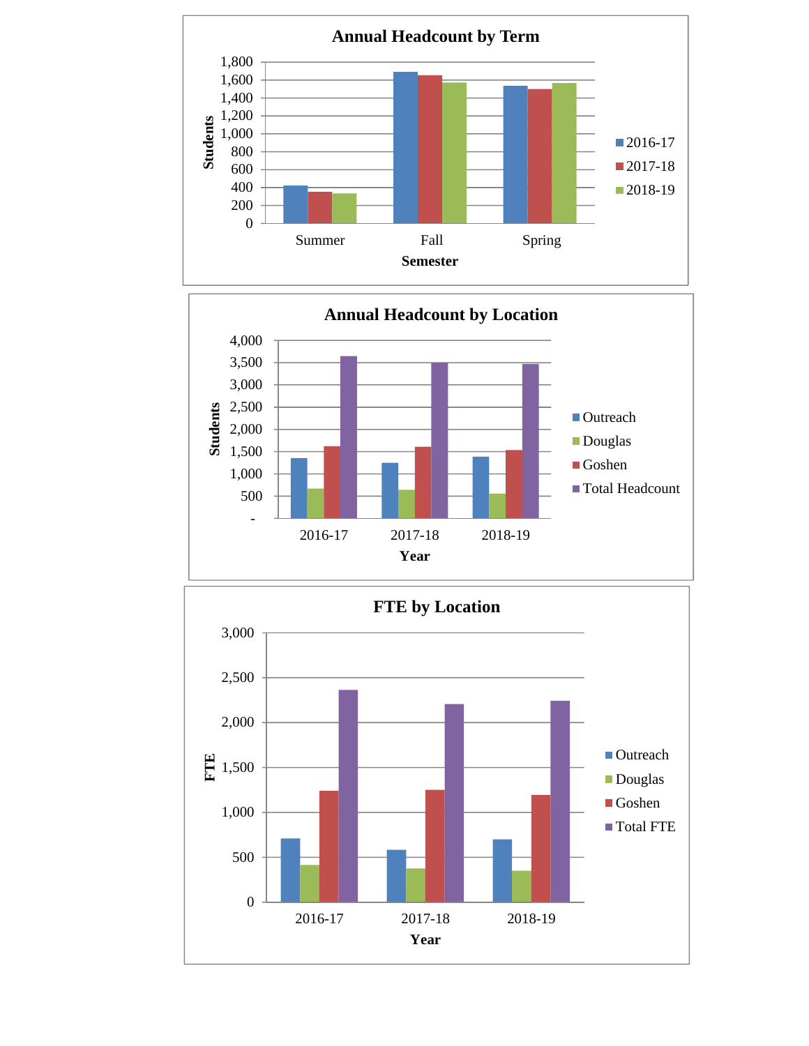Annual Headcount by Term

Students

1,800
1,600
1,400
1,200
1,000
800
600
400
200
0

Summer
Fall
Spring

Semester

2016-17
2017-18
2018-19

Annual Headcount by Location

Students

4,000
3,500
3,000
2,500
2,000
1,500
1,000
500
-

2016-17
2017-18
2018-19

Year

Outreach
Douglas
Goshen
Total Headcount

FTE by Location

FTE

3,000
2,500
2,000
1,500
1,000
500
0

2016-17
2017-18
2018-19

Year

Outreach
Douglas
Goshen
Total FTE